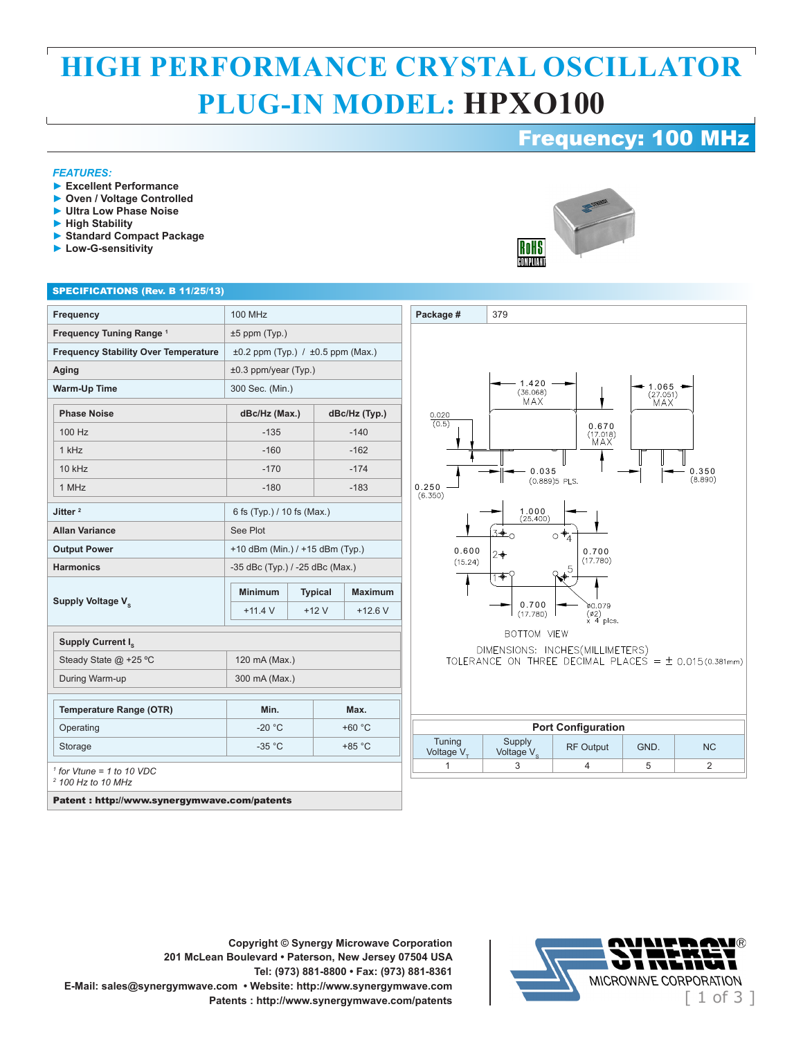# HIGH PERFORMANCE CRYSTAL OSCILLATOR
# PLUG-IN MODEL: HPXO100

## Frequency: 100 MHz

***FEATURES:***

- ► Excellent Performance
- ► Oven / Voltage Controlled
- ► Ultra Low Phase Noise
- ► High Stability
- ► Standard Compact Package
- ► Low-G-sensitivity

RoHS COMPLIANT

## SPECIFICATIONS (Rev. B 11/25/13)

| Parameter | Value |
|---|---|
| **Frequency** | 100 MHz |
| **Frequency Tuning Range** [1] | ±5 ppm (Typ.) |
| **Frequency Stability Over Temperature** | ±0.2 ppm (Typ.) / ±0.5 ppm (Max.) |
| **Aging** | ±0.3 ppm/year (Typ.) |
| **Warm-Up Time** | 300 Sec. (Min.) |

| **Phase Noise** | **dBc/Hz (Max.)** | **dBc/Hz (Typ.)** |
|---|---|---|
| 100 Hz | -135 | -140 |
| 1 kHz | -160 | -162 |
| 10 kHz | -170 | -174 |
| 1 MHz | -180 | -183 |

| Parameter | Value |
|---|---|
| **Jitter** [2] | 6 fs (Typ.) / 10 fs (Max.) |
| **Allan Variance** | See Plot |
| **Output Power** | +10 dBm (Min.) / +15 dBm (Typ.) |
| **Harmonics** | -35 dBc (Typ.) / -25 dBc (Max.) |

| **Supply Voltage $V_s$** | **Minimum** | **Typical** | **Maximum** |
|---|---|---|---|
| | +11.4 V | +12 V | +12.6 V |

| **Supply Current $I_s$** | |
|---|---|
| Steady State @ +25 ºC | 120 mA (Max.) |
| During Warm-up | 300 mA (Max.) |

| **Temperature Range (OTR)** | **Min.** | **Max.** |
|---|---|---|
| Operating | -20 °C | +60 °C |
| Storage | -35 °C | +85 °C |

*[1] for Vtune = 1 to 10 VDC*
*[2] 100 Hz to 10 MHz*

**Patent : http://www.synergymwave.com/patents**

| **Package #** | 379 |
|---|---|

Dimensions: 1.420 (36.068) MAX; 1.065 (27.051) MAX; 0.670 (17.018) MAX; 0.020 (0.5); 0.035 (0.889)5 PLS.; 0.350 (8.890); 0.250 (6.350); 1.000 (25.400); 0.600 (15.24); 0.700 (17.780); 0.700 (17.780); ø0.079 (ø2) x 4 plcs.

BOTTOM VIEW

DIMENSIONS: INCHES(MILLIMETERS)
TOLERANCE ON THREE DECIMAL PLACES = ± 0.015 (0.381mm)

| **Port Configuration** | | | | |
|---|---|---|---|---|
| Tuning Voltage $V_T$ | Supply Voltage $V_s$ | RF Output | GND. | NC |
| 1 | 3 | 4 | 5 | 2 |

Copyright © Synergy Microwave Corporation
201 McLean Boulevard • Paterson, New Jersey 07504 USA
Tel: (973) 881-8800 • Fax: (973) 881-8361
E-Mail: sales@synergymwave.com • Website: http://www.synergymwave.com
Patents : http://www.synergymwave.com/patents

SYNERGY® MICROWAVE CORPORATION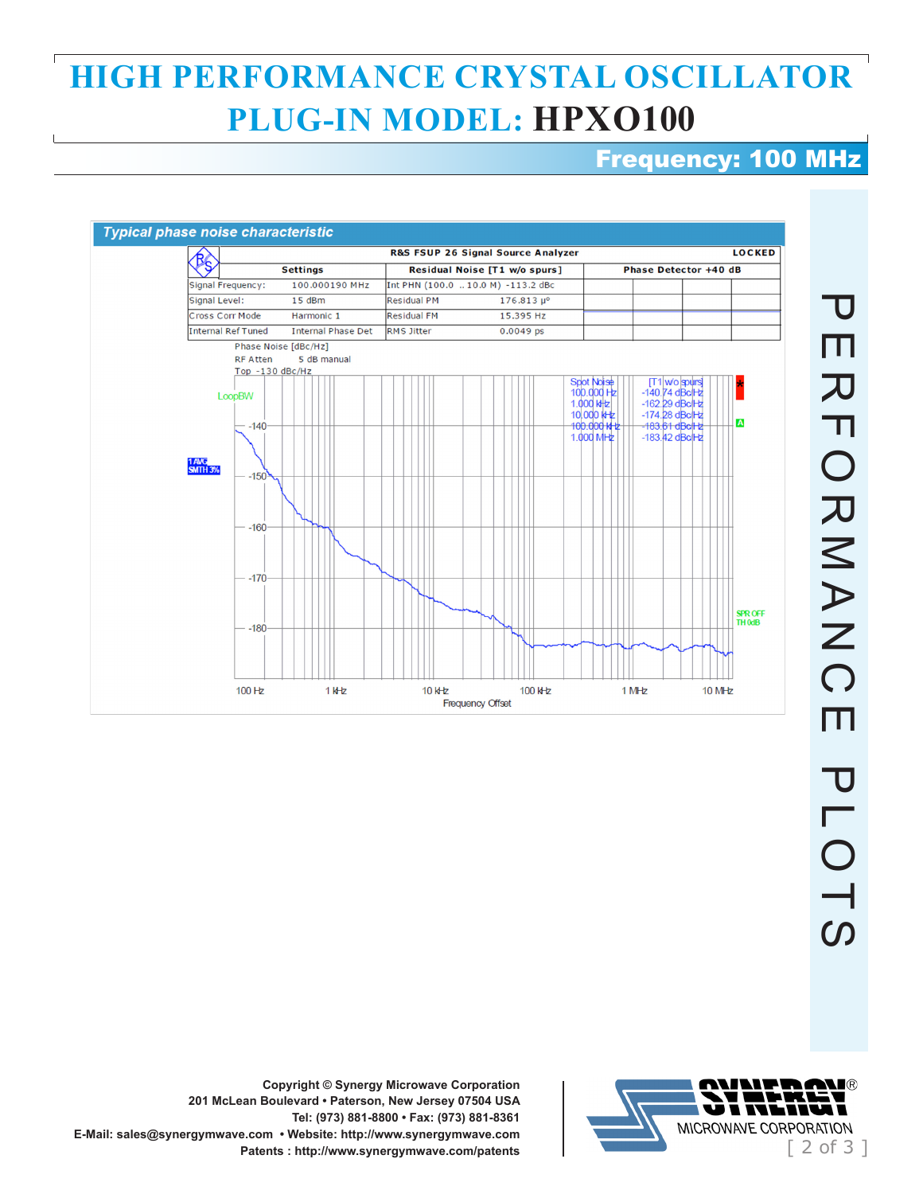# HIGH PERFORMANCE CRYSTAL OSCILLATOR
# PLUG-IN MODEL: HPXO100

## Frequency: 100 MHz

### Typical phase noise characteristic

R&S FSUP 26 Signal Source Analyzer — LOCKED

| Settings | | Residual Noise [T1 w/o spurs] | | Phase Detector +40 dB |
|---|---|---|---|---|
| Signal Frequency: | 100.000190 MHz | Int PHN (100.0 .. 10.0 M) | -113.2 dBc | |
| Signal Level: | 15 dBm | Residual PM | 176.813 µ° | |
| Cross Corr Mode | Harmonic 1 | Residual FM | 15.395 Hz | |
| Internal Ref Tuned | Internal Phase Det | RMS Jitter | 0.0049 ps | |

Phase Noise [dBc/Hz]
RF Atten 5 dB manual
Top -130 dBc/Hz

| Spot Noise | [T1 w/o spurs] |
|---|---|
| 100.000 Hz | -140.74 dBc/Hz |
| 1.000 kHz | -162.29 dBc/Hz |
| 10.000 kHz | -174.28 dBc/Hz |
| 100.000 kHz | -183.61 dBc/Hz |
| 1.000 MHz | -183.42 dBc/Hz |

Frequency Offset

# PERFORMANCE PLOTS

Copyright © Synergy Microwave Corporation
201 McLean Boulevard • Paterson, New Jersey 07504 USA
Tel: (973) 881-8800 • Fax: (973) 881-8361
E-Mail: sales@synergymwave.com • Website: http://www.synergymwave.com
Patents : http://www.synergymwave.com/patents

SYNERGY® MICROWAVE CORPORATION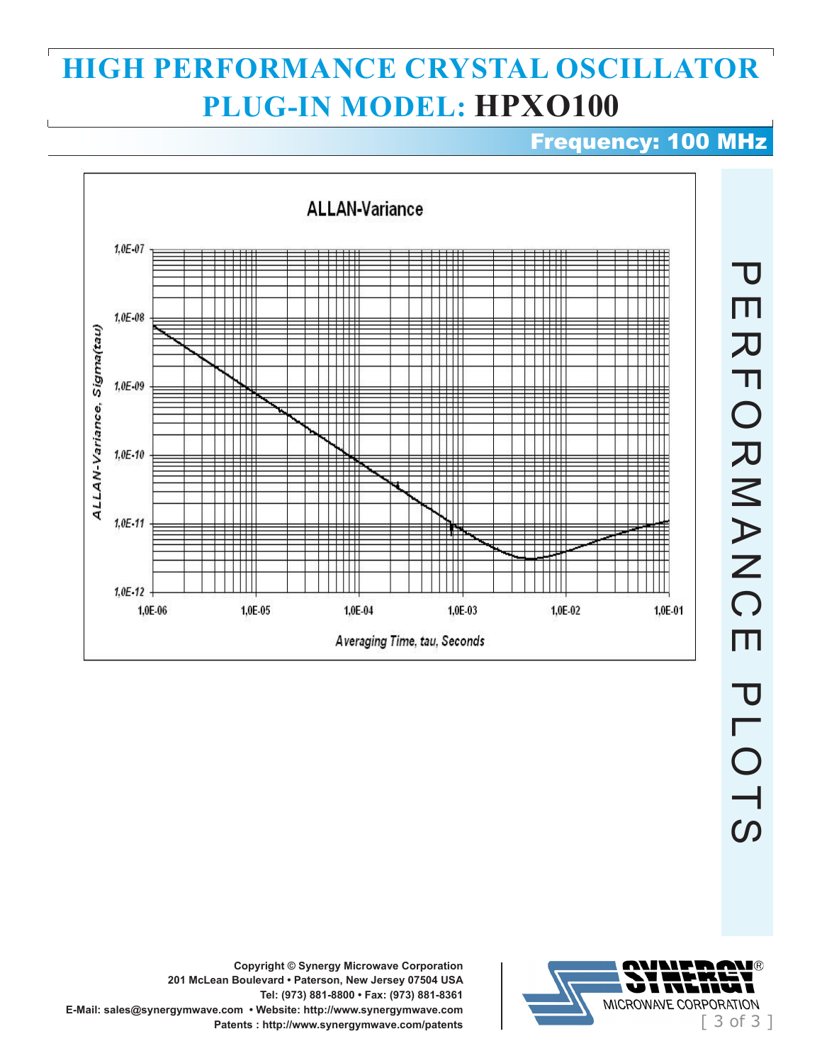# HIGH PERFORMANCE CRYSTAL OSCILLATOR

# PLUG-IN MODEL: HPXO100

**Frequency: 100 MHz**

ALLAN-Variance

ALLAN-Variance, Sigma(tau)

1,0E-07
1,0E-08
1,0E-09
1,0E-10
1,0E-11
1,0E-12

1,0E-06
1,0E-05
1,0E-04
1,0E-03
1,0E-02
1,0E-01

Averaging Time, tau, Seconds

PERFORMANCE PLOTS

**Copyright © Synergy Microwave Corporation**
**201 McLean Boulevard • Paterson, New Jersey 07504 USA**
**Tel: (973) 881-8800 • Fax: (973) 881-8361**
**E-Mail: sales@synergymwave.com • Website: http://www.synergymwave.com**
**Patents : http://www.synergymwave.com/patents**

SYNERGY® MICROWAVE CORPORATION